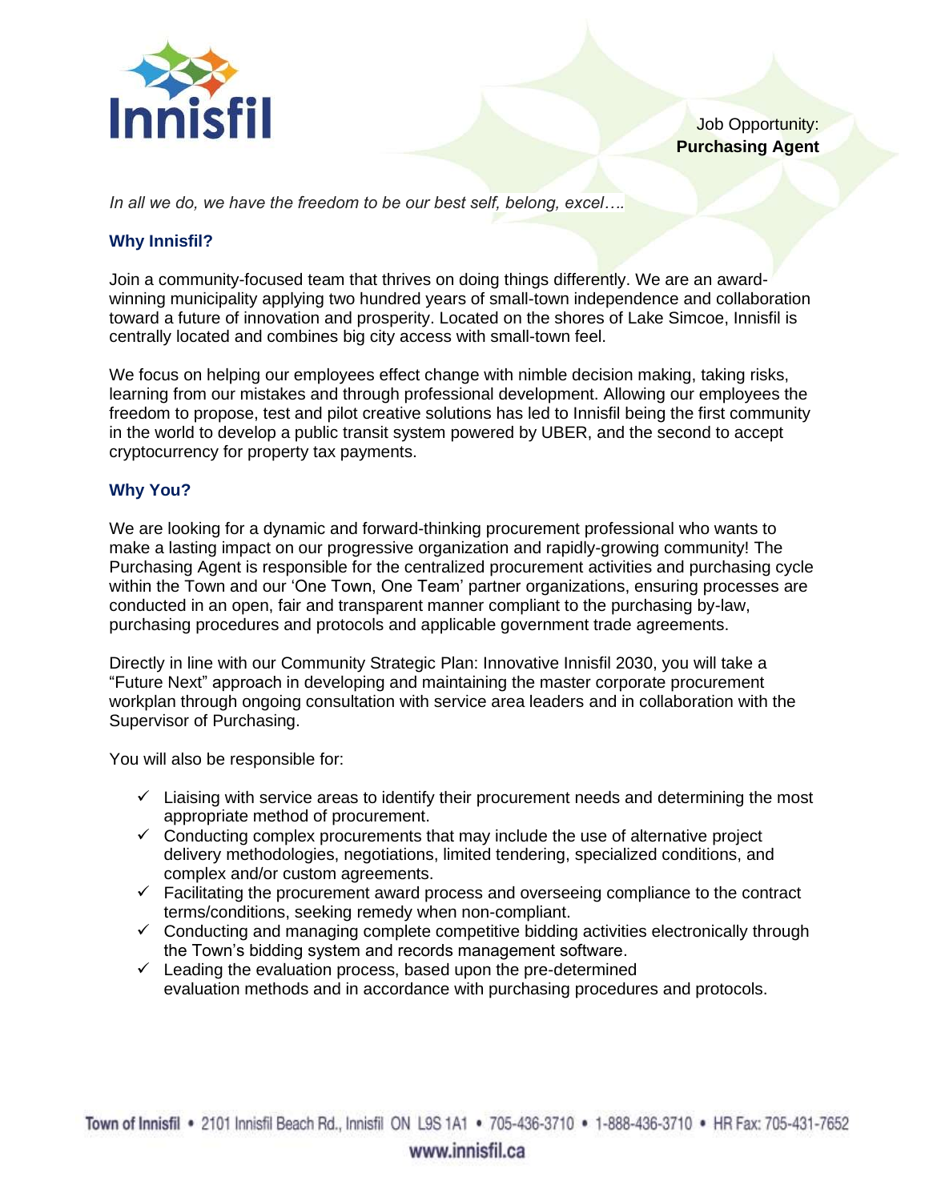Job Opportunity:
**Purchasing Agent**

*In all we do, we have the freedom to be our best self, belong, excel….*

## Why Innisfil?

Join a community-focused team that thrives on doing things differently. We are an award-winning municipality applying two hundred years of small-town independence and collaboration toward a future of innovation and prosperity. Located on the shores of Lake Simcoe, Innisfil is centrally located and combines big city access with small-town feel.

We focus on helping our employees effect change with nimble decision making, taking risks, learning from our mistakes and through professional development. Allowing our employees the freedom to propose, test and pilot creative solutions has led to Innisfil being the first community in the world to develop a public transit system powered by UBER, and the second to accept cryptocurrency for property tax payments.

## Why You?

We are looking for a dynamic and forward-thinking procurement professional who wants to make a lasting impact on our progressive organization and rapidly-growing community! The Purchasing Agent is responsible for the centralized procurement activities and purchasing cycle within the Town and our 'One Town, One Team' partner organizations, ensuring processes are conducted in an open, fair and transparent manner compliant to the purchasing by-law, purchasing procedures and protocols and applicable government trade agreements.

Directly in line with our Community Strategic Plan: Innovative Innisfil 2030, you will take a "Future Next" approach in developing and maintaining the master corporate procurement workplan through ongoing consultation with service area leaders and in collaboration with the Supervisor of Purchasing.

You will also be responsible for:

- ✓ Liaising with service areas to identify their procurement needs and determining the most appropriate method of procurement.
- ✓ Conducting complex procurements that may include the use of alternative project delivery methodologies, negotiations, limited tendering, specialized conditions, and complex and/or custom agreements.
- ✓ Facilitating the procurement award process and overseeing compliance to the contract terms/conditions, seeking remedy when non-compliant.
- ✓ Conducting and managing complete competitive bidding activities electronically through the Town's bidding system and records management software.
- ✓ Leading the evaluation process, based upon the pre-determined evaluation methods and in accordance with purchasing procedures and protocols.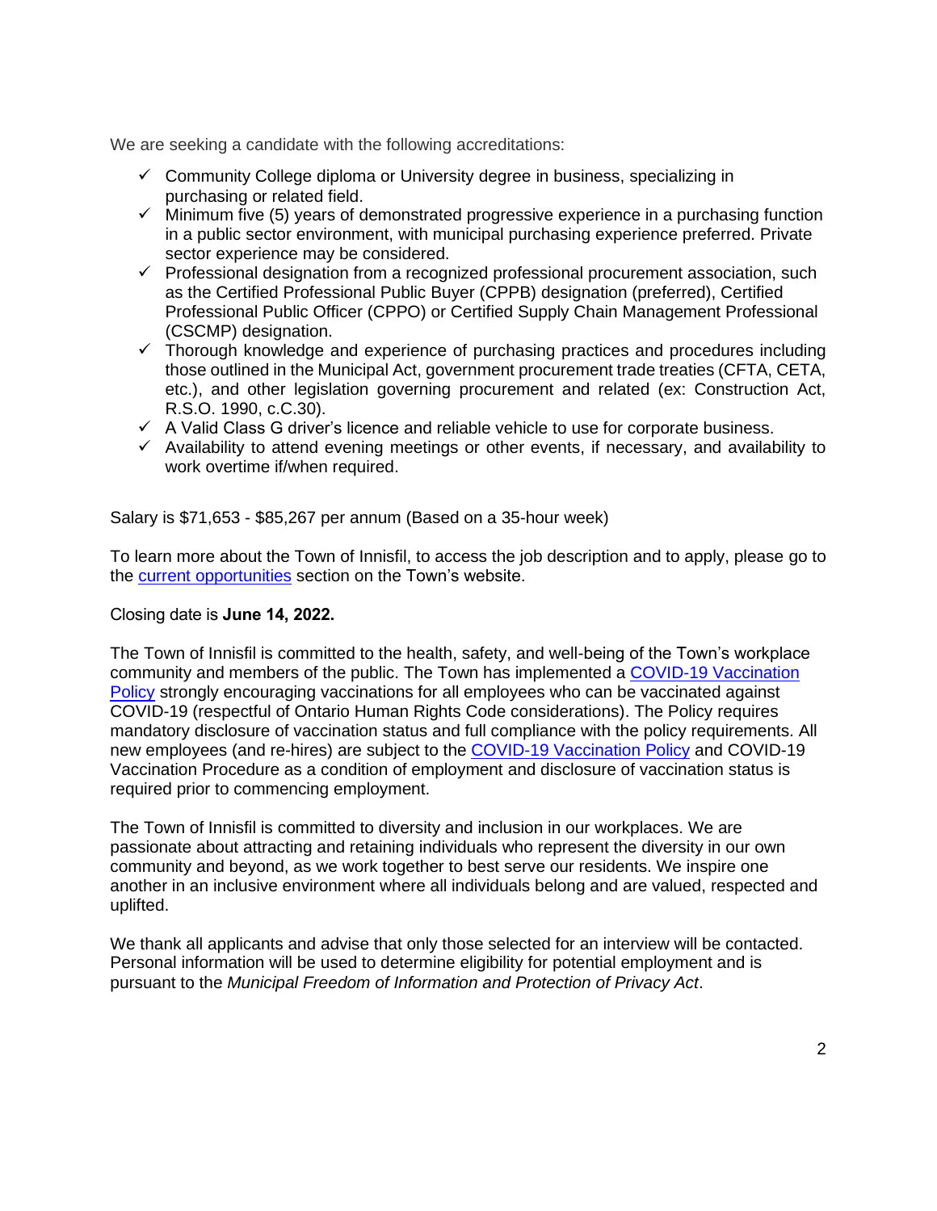We are seeking a candidate with the following accreditations:

- ✓ Community College diploma or University degree in business, specializing in purchasing or related field.
- ✓ Minimum five (5) years of demonstrated progressive experience in a purchasing function in a public sector environment, with municipal purchasing experience preferred. Private sector experience may be considered.
- ✓ Professional designation from a recognized professional procurement association, such as the Certified Professional Public Buyer (CPPB) designation (preferred), Certified Professional Public Officer (CPPO) or Certified Supply Chain Management Professional (CSCMP) designation.
- ✓ Thorough knowledge and experience of purchasing practices and procedures including those outlined in the Municipal Act, government procurement trade treaties (CFTA, CETA, etc.), and other legislation governing procurement and related (ex: Construction Act, R.S.O. 1990, c.C.30).
- ✓ A Valid Class G driver's licence and reliable vehicle to use for corporate business.
- ✓ Availability to attend evening meetings or other events, if necessary, and availability to work overtime if/when required.

Salary is $71,653 - $85,267 per annum (Based on a 35-hour week)

To learn more about the Town of Innisfil, to access the job description and to apply, please go to the current opportunities section on the Town's website.

Closing date is **June 14, 2022.**

The Town of Innisfil is committed to the health, safety, and well-being of the Town's workplace community and members of the public. The Town has implemented a COVID-19 Vaccination Policy strongly encouraging vaccinations for all employees who can be vaccinated against COVID-19 (respectful of Ontario Human Rights Code considerations). The Policy requires mandatory disclosure of vaccination status and full compliance with the policy requirements. All new employees (and re-hires) are subject to the COVID-19 Vaccination Policy and COVID-19 Vaccination Procedure as a condition of employment and disclosure of vaccination status is required prior to commencing employment.

The Town of Innisfil is committed to diversity and inclusion in our workplaces. We are passionate about attracting and retaining individuals who represent the diversity in our own community and beyond, as we work together to best serve our residents. We inspire one another in an inclusive environment where all individuals belong and are valued, respected and uplifted.

We thank all applicants and advise that only those selected for an interview will be contacted. Personal information will be used to determine eligibility for potential employment and is pursuant to the *Municipal Freedom of Information and Protection of Privacy Act*.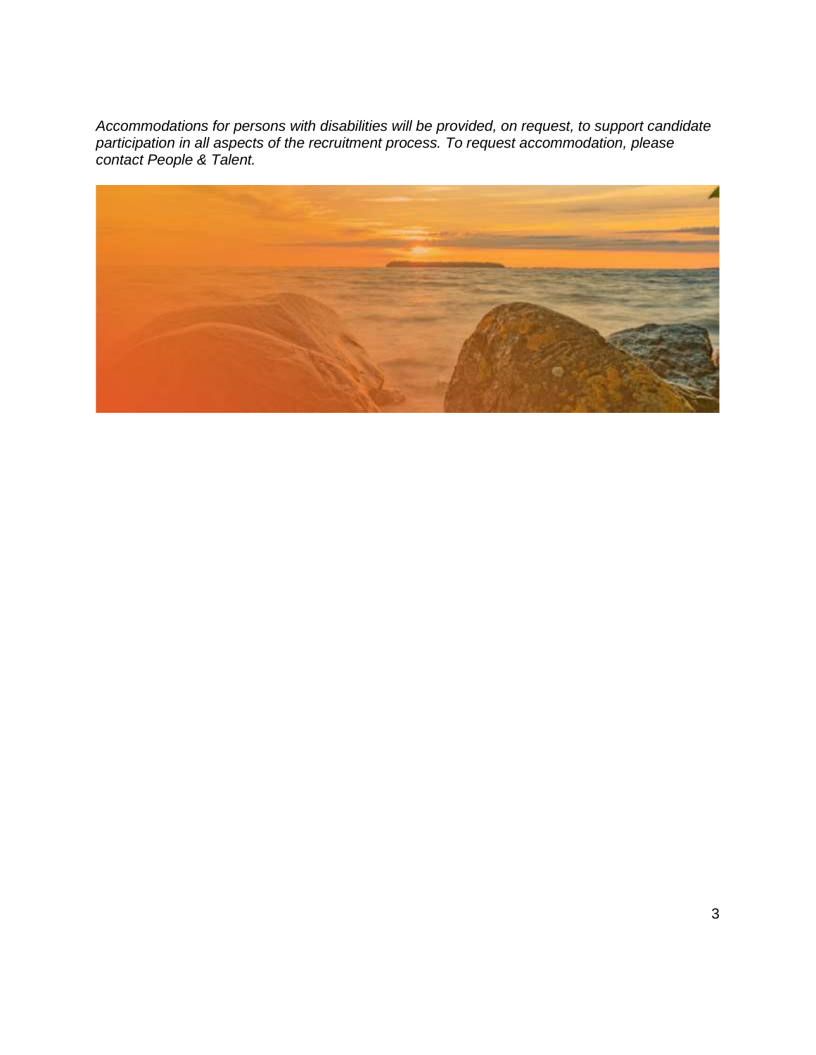*Accommodations for persons with disabilities will be provided, on request, to support candidate participation in all aspects of the recruitment process. To request accommodation, please contact People & Talent.*